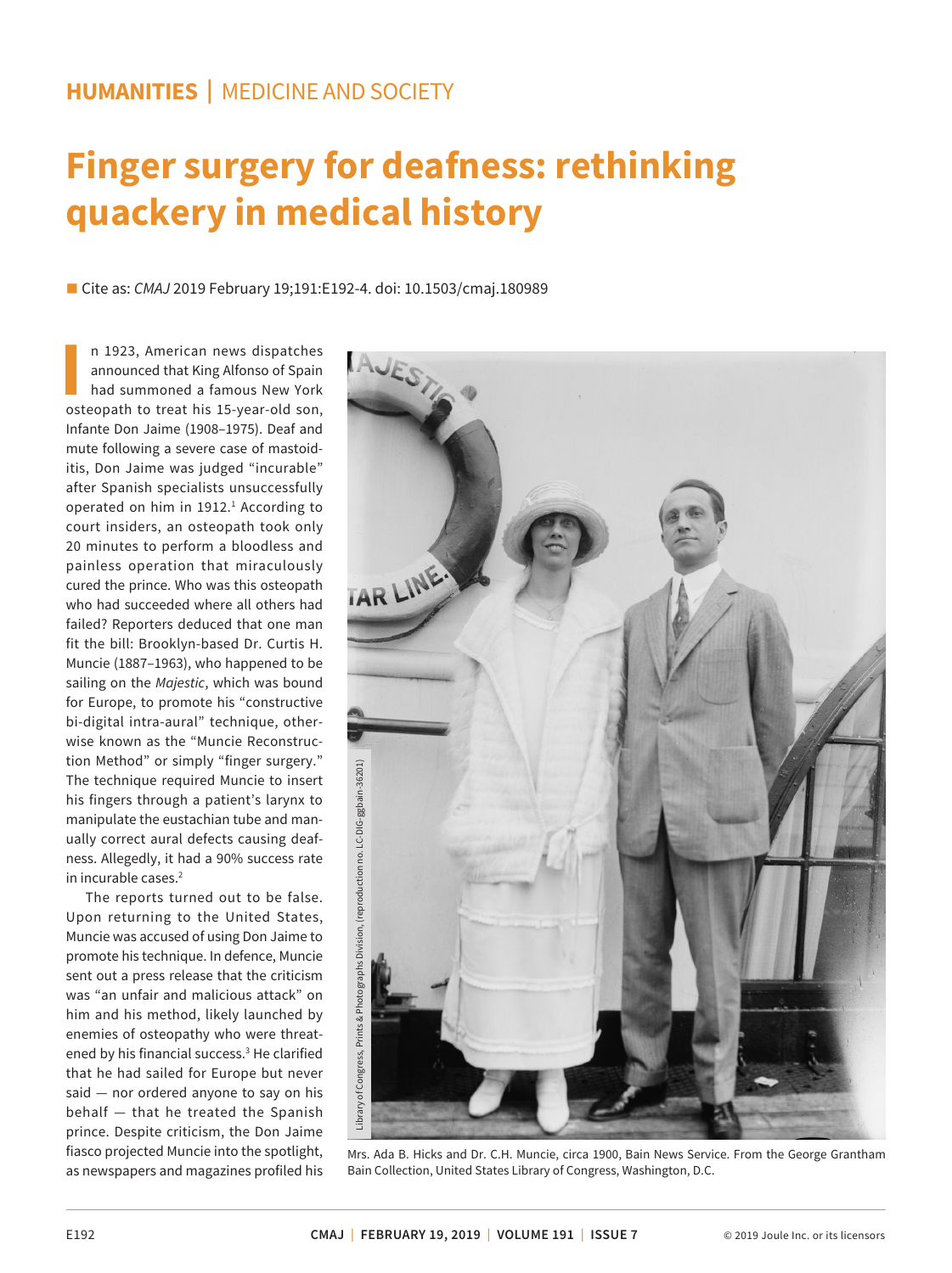HUMANITIES | MEDICINE AND SOCIETY

# Finger surgery for deafness: rethinking quackery in medical history

Cite as: *CMAJ* 2019 February 19;191:E192-4. doi: 10.1503/cmaj.180989

In 1923, American news dispatches announced that King Alfonso of Spain had summoned a famous New York osteopath to treat his 15-year-old son, Infante Don Jaime (1908–1975). Deaf and mute following a severe case of mastoiditis, Don Jaime was judged "incurable" after Spanish specialists unsuccessfully operated on him in 1912.[1] According to court insiders, an osteopath took only 20 minutes to perform a bloodless and painless operation that miraculously cured the prince. Who was this osteopath who had succeeded where all others had failed? Reporters deduced that one man fit the bill: Brooklyn-based Dr. Curtis H. Muncie (1887–1963), who happened to be sailing on the *Majestic*, which was bound for Europe, to promote his "constructive bi-digital intra-aural" technique, otherwise known as the "Muncie Reconstruction Method" or simply "finger surgery." The technique required Muncie to insert his fingers through a patient's larynx to manipulate the eustachian tube and manually correct aural defects causing deafness. Allegedly, it had a 90% success rate in incurable cases.[2]

The reports turned out to be false. Upon returning to the United States, Muncie was accused of using Don Jaime to promote his technique. In defence, Muncie sent out a press release that the criticism was "an unfair and malicious attack" on him and his method, likely launched by enemies of osteopathy who were threatened by his financial success.[3] He clarified that he had sailed for Europe but never said — nor ordered anyone to say on his behalf — that he treated the Spanish prince. Despite criticism, the Don Jaime fiasco projected Muncie into the spotlight, as newspapers and magazines profiled his

Library of Congress, Prints & Photographs Division, (reproduction no. LC-DIG-ggbain-36201)

Mrs. Ada B. Hicks and Dr. C.H. Muncie, circa 1900, Bain News Service. From the George Grantham Bain Collection, United States Library of Congress, Washington, D.C.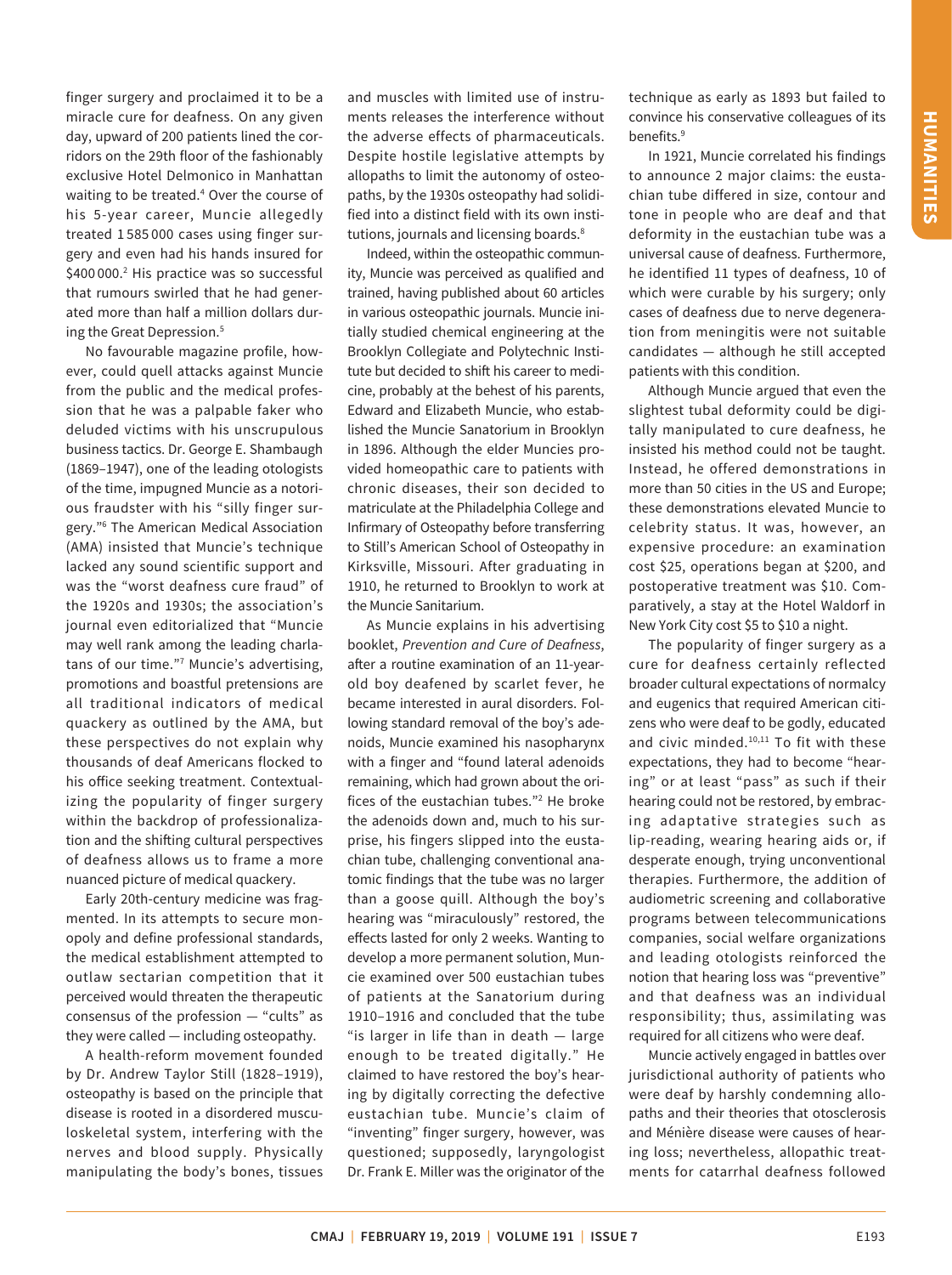finger surgery and proclaimed it to be a miracle cure for deafness. On any given day, upward of 200 patients lined the corridors on the 29th floor of the fashionably exclusive Hotel Delmonico in Manhattan waiting to be treated.[4] Over the course of his 5-year career, Muncie allegedly treated 1 585 000 cases using finger surgery and even had his hands insured for $400 000.[2] His practice was so successful that rumours swirled that he had generated more than half a million dollars during the Great Depression.[5]

No favourable magazine profile, however, could quell attacks against Muncie from the public and the medical profession that he was a palpable faker who deluded victims with his unscrupulous business tactics. Dr. George E. Shambaugh (1869–1947), one of the leading otologists of the time, impugned Muncie as a notorious fraudster with his "silly finger surgery."[6] The American Medical Association (AMA) insisted that Muncie's technique lacked any sound scientific support and was the "worst deafness cure fraud" of the 1920s and 1930s; the association's journal even editorialized that "Muncie may well rank among the leading charlatans of our time."[7] Muncie's advertising, promotions and boastful pretensions are all traditional indicators of medical quackery as outlined by the AMA, but these perspectives do not explain why thousands of deaf Americans flocked to his office seeking treatment. Contextualizing the popularity of finger surgery within the backdrop of professionalization and the shifting cultural perspectives of deafness allows us to frame a more nuanced picture of medical quackery.

Early 20th-century medicine was fragmented. In its attempts to secure monopoly and define professional standards, the medical establishment attempted to outlaw sectarian competition that it perceived would threaten the therapeutic consensus of the profession — "cults" as they were called — including osteopathy.

A health-reform movement founded by Dr. Andrew Taylor Still (1828–1919), osteopathy is based on the principle that disease is rooted in a disordered musculoskeletal system, interfering with the nerves and blood supply. Physically manipulating the body's bones, tissues and muscles with limited use of instruments releases the interference without the adverse effects of pharmaceuticals. Despite hostile legislative attempts by allopaths to limit the autonomy of osteopaths, by the 1930s osteopathy had solidified into a distinct field with its own institutions, journals and licensing boards.[8]

Indeed, within the osteopathic community, Muncie was perceived as qualified and trained, having published about 60 articles in various osteopathic journals. Muncie initially studied chemical engineering at the Brooklyn Collegiate and Polytechnic Institute but decided to shift his career to medicine, probably at the behest of his parents, Edward and Elizabeth Muncie, who established the Muncie Sanatorium in Brooklyn in 1896. Although the elder Muncies provided homeopathic care to patients with chronic diseases, their son decided to matriculate at the Philadelphia College and Infirmary of Osteopathy before transferring to Still's American School of Osteopathy in Kirksville, Missouri. After graduating in 1910, he returned to Brooklyn to work at the Muncie Sanitarium.

As Muncie explains in his advertising booklet, *Prevention and Cure of Deafness*, after a routine examination of an 11-year-old boy deafened by scarlet fever, he became interested in aural disorders. Following standard removal of the boy's adenoids, Muncie examined his nasopharynx with a finger and "found lateral adenoids remaining, which had grown about the orifices of the eustachian tubes."[2] He broke the adenoids down and, much to his surprise, his fingers slipped into the eustachian tube, challenging conventional anatomic findings that the tube was no larger than a goose quill. Although the boy's hearing was "miraculously" restored, the effects lasted for only 2 weeks. Wanting to develop a more permanent solution, Muncie examined over 500 eustachian tubes of patients at the Sanatorium during 1910–1916 and concluded that the tube "is larger in life than in death — large enough to be treated digitally." He claimed to have restored the boy's hearing by digitally correcting the defective eustachian tube. Muncie's claim of "inventing" finger surgery, however, was questioned; supposedly, laryngologist Dr. Frank E. Miller was the originator of the technique as early as 1893 but failed to convince his conservative colleagues of its benefits.[9]

In 1921, Muncie correlated his findings to announce 2 major claims: the eustachian tube differed in size, contour and tone in people who are deaf and that deformity in the eustachian tube was a universal cause of deafness. Furthermore, he identified 11 types of deafness, 10 of which were curable by his surgery; only cases of deafness due to nerve degeneration from meningitis were not suitable candidates — although he still accepted patients with this condition.

Although Muncie argued that even the slightest tubal deformity could be digitally manipulated to cure deafness, he insisted his method could not be taught. Instead, he offered demonstrations in more than 50 cities in the US and Europe; these demonstrations elevated Muncie to celebrity status. It was, however, an expensive procedure: an examination cost $25, operations began at $200, and postoperative treatment was $10. Comparatively, a stay at the Hotel Waldorf in New York City cost $5 to $10 a night.

The popularity of finger surgery as a cure for deafness certainly reflected broader cultural expectations of normalcy and eugenics that required American citizens who were deaf to be godly, educated and civic minded.[10,11] To fit with these expectations, they had to become "hearing" or at least "pass" as such if their hearing could not be restored, by embracing adaptative strategies such as lip-reading, wearing hearing aids or, if desperate enough, trying unconventional therapies. Furthermore, the addition of audiometric screening and collaborative programs between telecommunications companies, social welfare organizations and leading otologists reinforced the notion that hearing loss was "preventive" and that deafness was an individual responsibility; thus, assimilating was required for all citizens who were deaf.

Muncie actively engaged in battles over jurisdictional authority of patients who were deaf by harshly condemning allopaths and their theories that otosclerosis and Ménière disease were causes of hearing loss; nevertheless, allopathic treatments for catarrhal deafness followed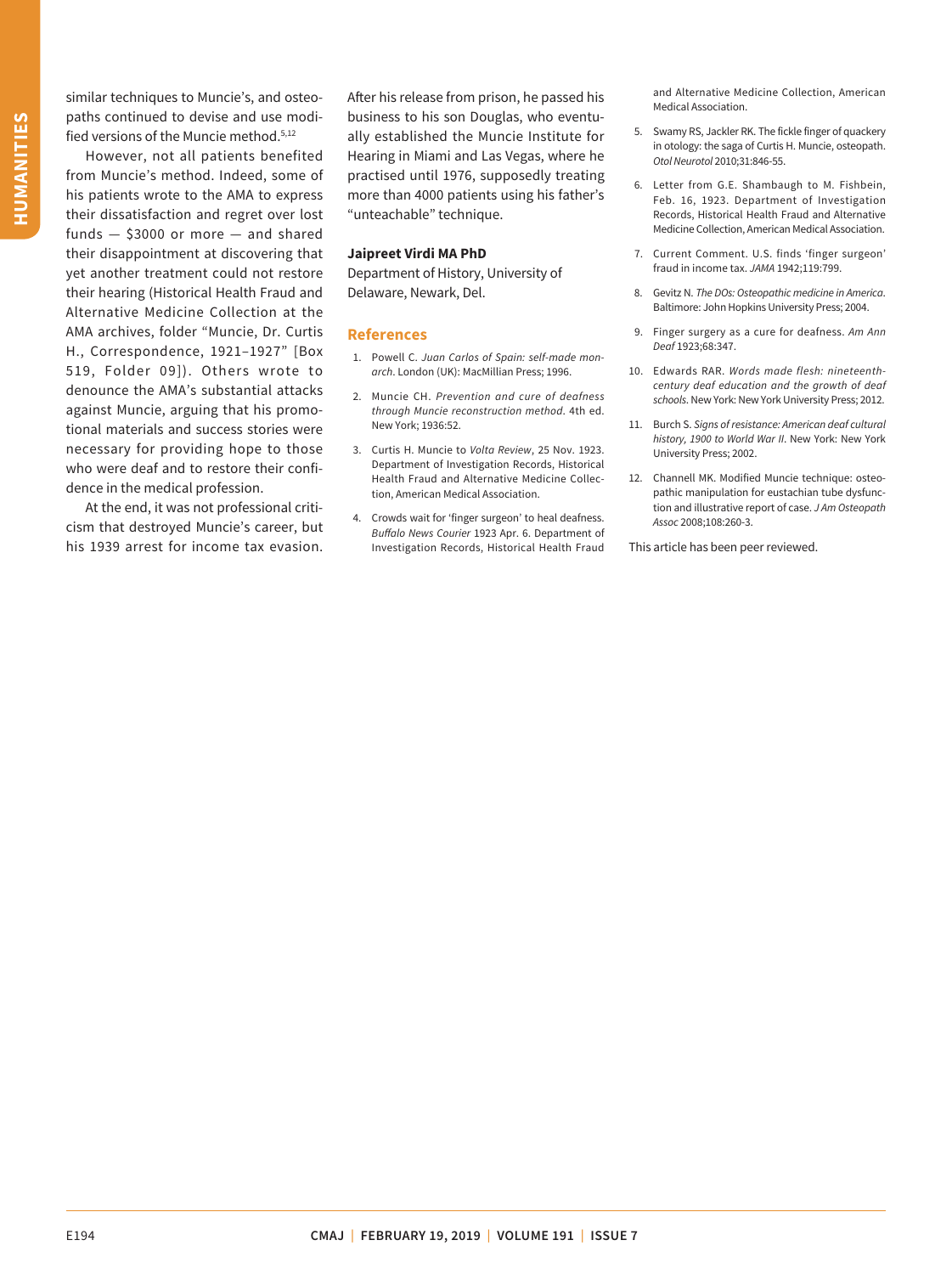similar techniques to Muncie's, and osteopaths continued to devise and use modified versions of the Muncie method.[5,12]

However, not all patients benefited from Muncie's method. Indeed, some of his patients wrote to the AMA to express their dissatisfaction and regret over lost funds — $3000 or more — and shared their disappointment at discovering that yet another treatment could not restore their hearing (Historical Health Fraud and Alternative Medicine Collection at the AMA archives, folder "Muncie, Dr. Curtis H., Correspondence, 1921–1927" [Box 519, Folder 09]). Others wrote to denounce the AMA's substantial attacks against Muncie, arguing that his promotional materials and success stories were necessary for providing hope to those who were deaf and to restore their confidence in the medical profession.

At the end, it was not professional criticism that destroyed Muncie's career, but his 1939 arrest for income tax evasion. After his release from prison, he passed his business to his son Douglas, who eventually established the Muncie Institute for Hearing in Miami and Las Vegas, where he practised until 1976, supposedly treating more than 4000 patients using his father's "unteachable" technique.

**Jaipreet Virdi MA PhD**
Department of History, University of Delaware, Newark, Del.

## References

1. Powell C. *Juan Carlos of Spain: self-made monarch*. London (UK): MacMillian Press; 1996.
2. Muncie CH. *Prevention and cure of deafness through Muncie reconstruction method*. 4th ed. New York; 1936:52.
3. Curtis H. Muncie to *Volta Review*, 25 Nov. 1923. Department of Investigation Records, Historical Health Fraud and Alternative Medicine Collection, American Medical Association.
4. Crowds wait for 'finger surgeon' to heal deafness. *Buffalo News Courier* 1923 Apr. 6. Department of Investigation Records, Historical Health Fraud and Alternative Medicine Collection, American Medical Association.
5. Swamy RS, Jackler RK. The fickle finger of quackery in otology: the saga of Curtis H. Muncie, osteopath. *Otol Neurotol* 2010;31:846-55.
6. Letter from G.E. Shambaugh to M. Fishbein, Feb. 16, 1923. Department of Investigation Records, Historical Health Fraud and Alternative Medicine Collection, American Medical Association.
7. Current Comment. U.S. finds 'finger surgeon' fraud in income tax. *JAMA* 1942;119:799.
8. Gevitz N. *The DOs: Osteopathic medicine in America*. Baltimore: John Hopkins University Press; 2004.
9. Finger surgery as a cure for deafness. *Am Ann Deaf* 1923;68:347.
10. Edwards RAR. *Words made flesh: nineteenth-century deaf education and the growth of deaf schools*. New York: New York University Press; 2012.
11. Burch S. *Signs of resistance: American deaf cultural history, 1900 to World War II*. New York: New York University Press; 2002.
12. Channell MK. Modified Muncie technique: osteopathic manipulation for eustachian tube dysfunction and illustrative report of case. *J Am Osteopath Assoc* 2008;108:260-3.

This article has been peer reviewed.